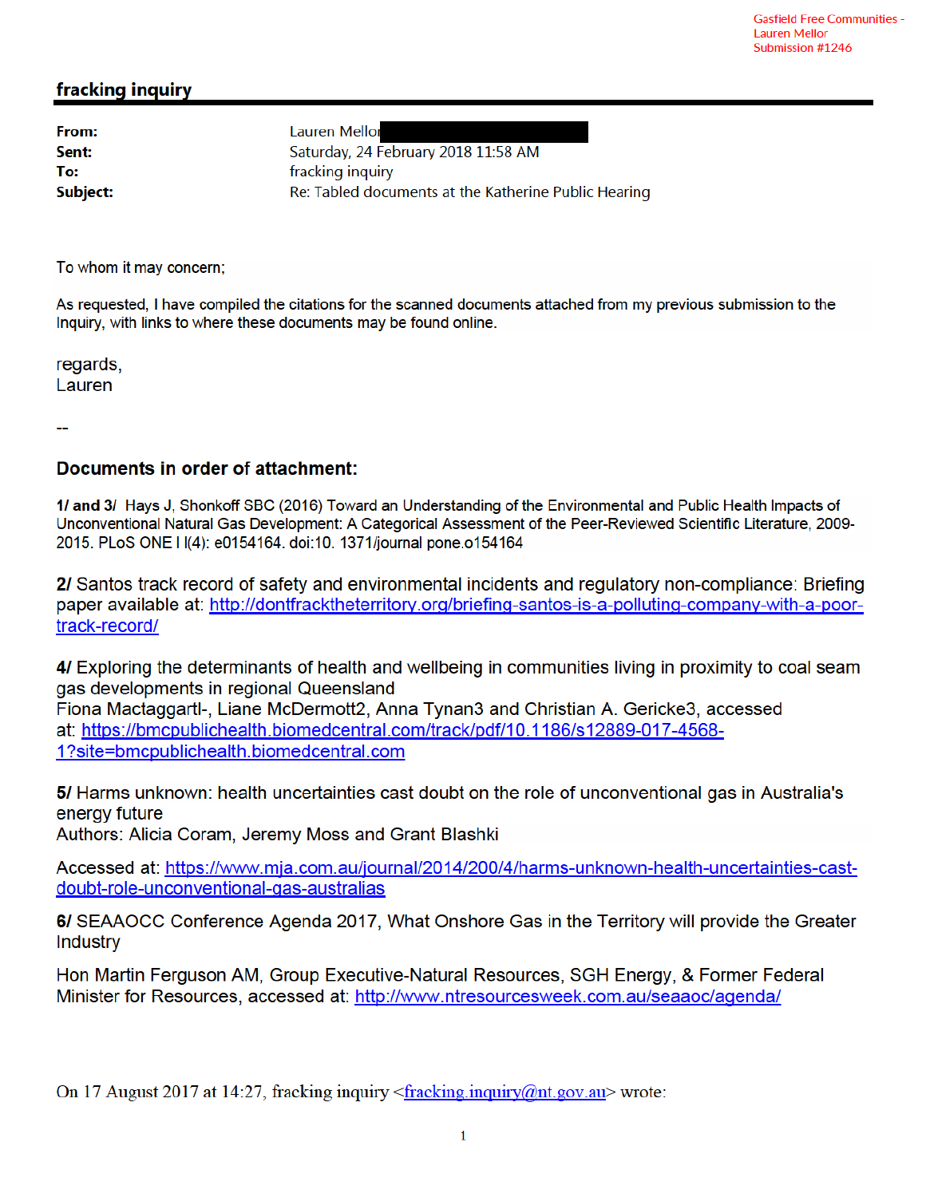Gasfield Free Communities -
Lauren Mellor
Submission #1246

## fracking inquiry

**From:** Lauren Mellor
**Sent:** Saturday, 24 February 2018 11:58 AM
**To:** fracking inquiry
**Subject:** Re: Tabled documents at the Katherine Public Hearing

To whom it may concern;

As requested, I have compiled the citations for the scanned documents attached from my previous submission to the Inquiry, with links to where these documents may be found online.

regards,
Lauren

--

### Documents in order of attachment:

**1/ and 3/** Hays J, Shonkoff SBC (2016) Toward an Understanding of the Environmental and Public Health Impacts of Unconventional Natural Gas Development: A Categorical Assessment of the Peer-Reviewed Scientific Literature, 2009-2015. PLoS ONE I I(4): e0154164. doi:10. 1371/journal pone.o154164

**2/** Santos track record of safety and environmental incidents and regulatory non-compliance: Briefing paper available at: http://dontfracktheterritory.org/briefing-santos-is-a-polluting-company-with-a-poor-track-record/

**4/** Exploring the determinants of health and wellbeing in communities living in proximity to coal seam gas developments in regional Queensland
Fiona Mactaggartl-, Liane McDermott2, Anna Tynan3 and Christian A. Gericke3, accessed at: https://bmcpublichealth.biomedcentral.com/track/pdf/10.1186/s12889-017-4568-1?site=bmcpublichealth.biomedcentral.com

**5/** Harms unknown: health uncertainties cast doubt on the role of unconventional gas in Australia's energy future
Authors: Alicia Coram, Jeremy Moss and Grant Blashki

Accessed at: https://www.mja.com.au/journal/2014/200/4/harms-unknown-health-uncertainties-cast-doubt-role-unconventional-gas-australias

**6/** SEAAOCC Conference Agenda 2017, What Onshore Gas in the Territory will provide the Greater Industry

Hon Martin Ferguson AM, Group Executive-Natural Resources, SGH Energy, & Former Federal Minister for Resources, accessed at: http://www.ntresourcesweek.com.au/seaaoc/agenda/

On 17 August 2017 at 14:27, fracking inquiry <fracking.inquiry@nt.gov.au> wrote: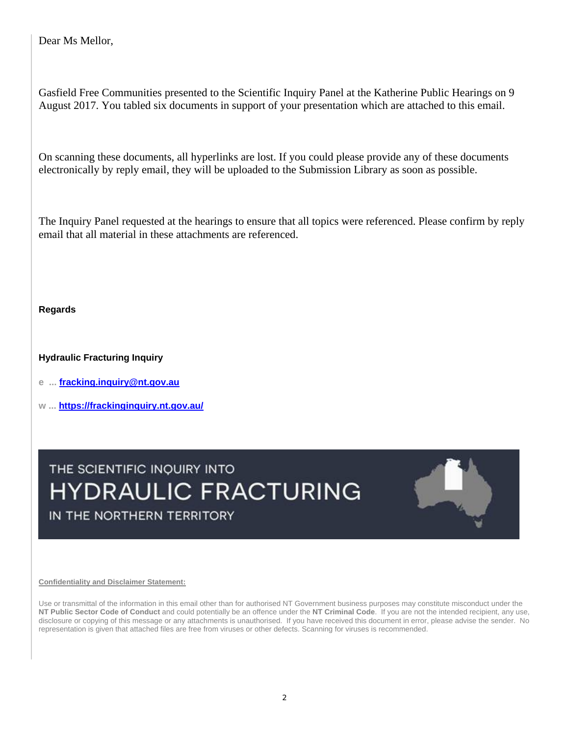Dear Ms Mellor,

Gasfield Free Communities presented to the Scientific Inquiry Panel at the Katherine Public Hearings on 9 August 2017. You tabled six documents in support of your presentation which are attached to this email.

On scanning these documents, all hyperlinks are lost. If you could please provide any of these documents electronically by reply email, they will be uploaded to the Submission Library as soon as possible.

The Inquiry Panel requested at the hearings to ensure that all topics were referenced. Please confirm by reply email that all material in these attachments are referenced.

**Regards**

**Hydraulic Fracturing Inquiry**

e ... **fracking.inquiry@nt.gov.au**

w ... **https://frackinginquiry.nt.gov.au/**

THE SCIENTIFIC INQUIRY INTO
HYDRAULIC FRACTURING
IN THE NORTHERN TERRITORY

**Confidentiality and Disclaimer Statement:**

Use or transmittal of the information in this email other than for authorised NT Government business purposes may constitute misconduct under the **NT Public Sector Code of Conduct** and could potentially be an offence under the **NT Criminal Code**. If you are not the intended recipient, any use, disclosure or copying of this message or any attachments is unauthorised. If you have received this document in error, please advise the sender. No representation is given that attached files are free from viruses or other defects. Scanning for viruses is recommended.